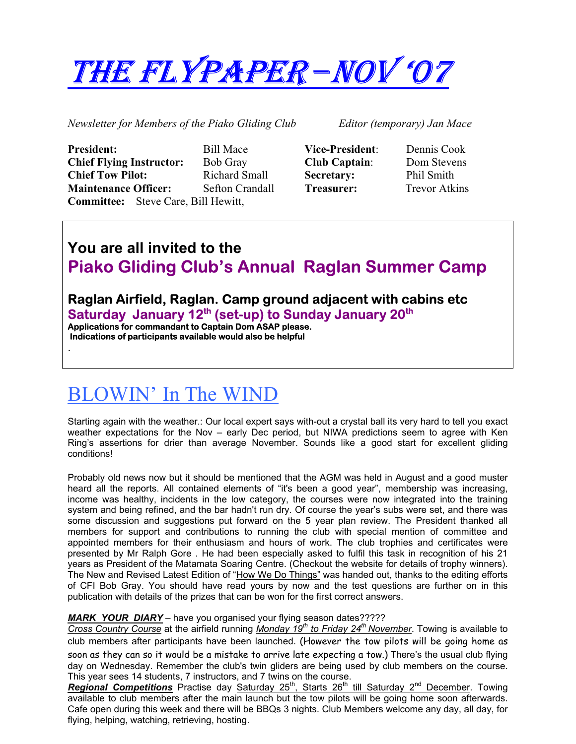# THE FLYPAPER – NOV '07

*Newsletter for Members of the Piako Gliding Club* *Editor (temporary) Jan Mace*

| | | | |
|---|---|---|---|
| **President:** | Bill Mace | **Vice-President**: | Dennis Cook |
| **Chief Flying Instructor:** | Bob Gray | **Club Captain**: | Dom Stevens |
| **Chief Tow Pilot:** | Richard Small | **Secretary:** | Phil Smith |
| **Maintenance Officer:** | Sefton Crandall | **Treasurer:** | Trevor Atkins |

**Committee:** Steve Care, Bill Hewitt,

---

**You are all invited to the**
## Piako Gliding Club's Annual Raglan Summer Camp

**Raglan Airfield, Raglan. Camp ground adjacent with cabins etc**
**Saturday January 12th (set-up) to Sunday January 20th**
**Applications for commandant to Captain Dom ASAP please.**
**Indications of participants available would also be helpful**

.

---

# BLOWIN' In The WIND

Starting again with the weather.: Our local expert says with-out a crystal ball its very hard to tell you exact weather expectations for the Nov – early Dec period, but NIWA predictions seem to agree with Ken Ring's assertions for drier than average November. Sounds like a good start for excellent gliding conditions!

Probably old news now but it should be mentioned that the AGM was held in August and a good muster heard all the reports. All contained elements of "it's been a good year", membership was increasing, income was healthy, incidents in the low category, the courses were now integrated into the training system and being refined, and the bar hadn't run dry. Of course the year's subs were set, and there was some discussion and suggestions put forward on the 5 year plan review. The President thanked all members for support and contributions to running the club with special mention of committee and appointed members for their enthusiasm and hours of work. The club trophies and certificates were presented by Mr Ralph Gore . He had been especially asked to fulfil this task in recognition of his 21 years as President of the Matamata Soaring Centre. (Checkout the website for details of trophy winners). The New and Revised Latest Edition of "How We Do Things" was handed out, thanks to the editing efforts of CFI Bob Gray. You should have read yours by now and the test questions are further on in this publication with details of the prizes that can be won for the first correct answers.

***MARK YOUR DIARY*** – have you organised your flying season dates?????

*Cross Country Course* at the airfield running *Monday 19th to Friday 24th November*. Towing is available to club members after participants have been launched. (However the tow pilots will be going home as soon as they can so it would be a mistake to arrive late expecting a tow.) There's the usual club flying day on Wednesday. Remember the club's twin gliders are being used by club members on the course. This year sees 14 students, 7 instructors, and 7 twins on the course.

***Regional Competitions*** Practise day Saturday 25th, Starts 26th till Saturday 2nd December. Towing available to club members after the main launch but the tow pilots will be going home soon afterwards. Cafe open during this week and there will be BBQs 3 nights. Club Members welcome any day, all day, for flying, helping, watching, retrieving, hosting.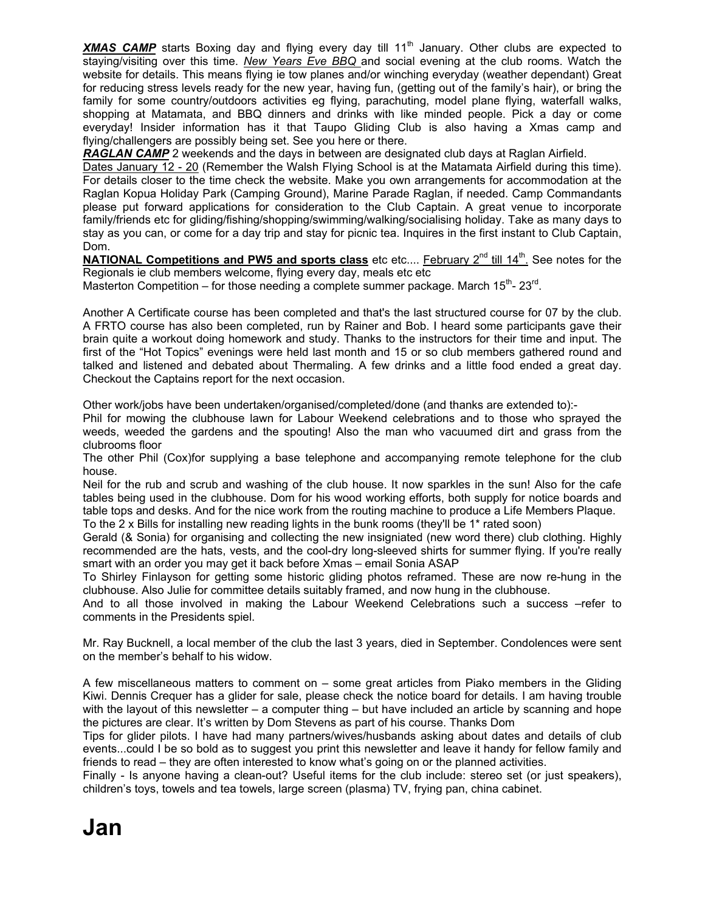***XMAS CAMP*** starts Boxing day and flying every day till 11th January. Other clubs are expected to staying/visiting over this time. *New Years Eve BBQ* and social evening at the club rooms. Watch the website for details. This means flying ie tow planes and/or winching everyday (weather dependant) Great for reducing stress levels ready for the new year, having fun, (getting out of the family's hair), or bring the family for some country/outdoors activities eg flying, parachuting, model plane flying, waterfall walks, shopping at Matamata, and BBQ dinners and drinks with like minded people. Pick a day or come everyday! Insider information has it that Taupo Gliding Club is also having a Xmas camp and flying/challengers are possibly being set. See you here or there.

***RAGLAN CAMP*** 2 weekends and the days in between are designated club days at Raglan Airfield.

Dates January 12 - 20 (Remember the Walsh Flying School is at the Matamata Airfield during this time). For details closer to the time check the website. Make you own arrangements for accommodation at the Raglan Kopua Holiday Park (Camping Ground), Marine Parade Raglan, if needed. Camp Commandants please put forward applications for consideration to the Club Captain. A great venue to incorporate family/friends etc for gliding/fishing/shopping/swimming/walking/socialising holiday. Take as many days to stay as you can, or come for a day trip and stay for picnic tea. Inquires in the first instant to Club Captain, Dom.

**NATIONAL Competitions and PW5 and sports class** etc etc.... February 2nd till 14th. See notes for the Regionals ie club members welcome, flying every day, meals etc etc

Masterton Competition – for those needing a complete summer package. March 15th- 23rd.

Another A Certificate course has been completed and that's the last structured course for 07 by the club. A FRTO course has also been completed, run by Rainer and Bob. I heard some participants gave their brain quite a workout doing homework and study. Thanks to the instructors for their time and input. The first of the "Hot Topics" evenings were held last month and 15 or so club members gathered round and talked and listened and debated about Thermaling. A few drinks and a little food ended a great day. Checkout the Captains report for the next occasion.

Other work/jobs have been undertaken/organised/completed/done (and thanks are extended to):-

Phil for mowing the clubhouse lawn for Labour Weekend celebrations and to those who sprayed the weeds, weeded the gardens and the spouting! Also the man who vacuumed dirt and grass from the clubrooms floor

The other Phil (Cox)for supplying a base telephone and accompanying remote telephone for the club house.

Neil for the rub and scrub and washing of the club house. It now sparkles in the sun! Also for the cafe tables being used in the clubhouse. Dom for his wood working efforts, both supply for notice boards and table tops and desks. And for the nice work from the routing machine to produce a Life Members Plaque.

To the 2 x Bills for installing new reading lights in the bunk rooms (they'll be 1* rated soon)

Gerald (& Sonia) for organising and collecting the new insigniated (new word there) club clothing. Highly recommended are the hats, vests, and the cool-dry long-sleeved shirts for summer flying. If you're really smart with an order you may get it back before Xmas – email Sonia ASAP

To Shirley Finlayson for getting some historic gliding photos reframed. These are now re-hung in the clubhouse. Also Julie for committee details suitably framed, and now hung in the clubhouse.

And to all those involved in making the Labour Weekend Celebrations such a success –refer to comments in the Presidents spiel.

Mr. Ray Bucknell, a local member of the club the last 3 years, died in September. Condolences were sent on the member's behalf to his widow.

A few miscellaneous matters to comment on – some great articles from Piako members in the Gliding Kiwi. Dennis Crequer has a glider for sale, please check the notice board for details. I am having trouble with the layout of this newsletter – a computer thing – but have included an article by scanning and hope the pictures are clear. It's written by Dom Stevens as part of his course. Thanks Dom

Tips for glider pilots. I have had many partners/wives/husbands asking about dates and details of club events...could I be so bold as to suggest you print this newsletter and leave it handy for fellow family and friends to read – they are often interested to know what's going on or the planned activities.

Finally - Is anyone having a clean-out? Useful items for the club include: stereo set (or just speakers), children's toys, towels and tea towels, large screen (plasma) TV, frying pan, china cabinet.

# Jan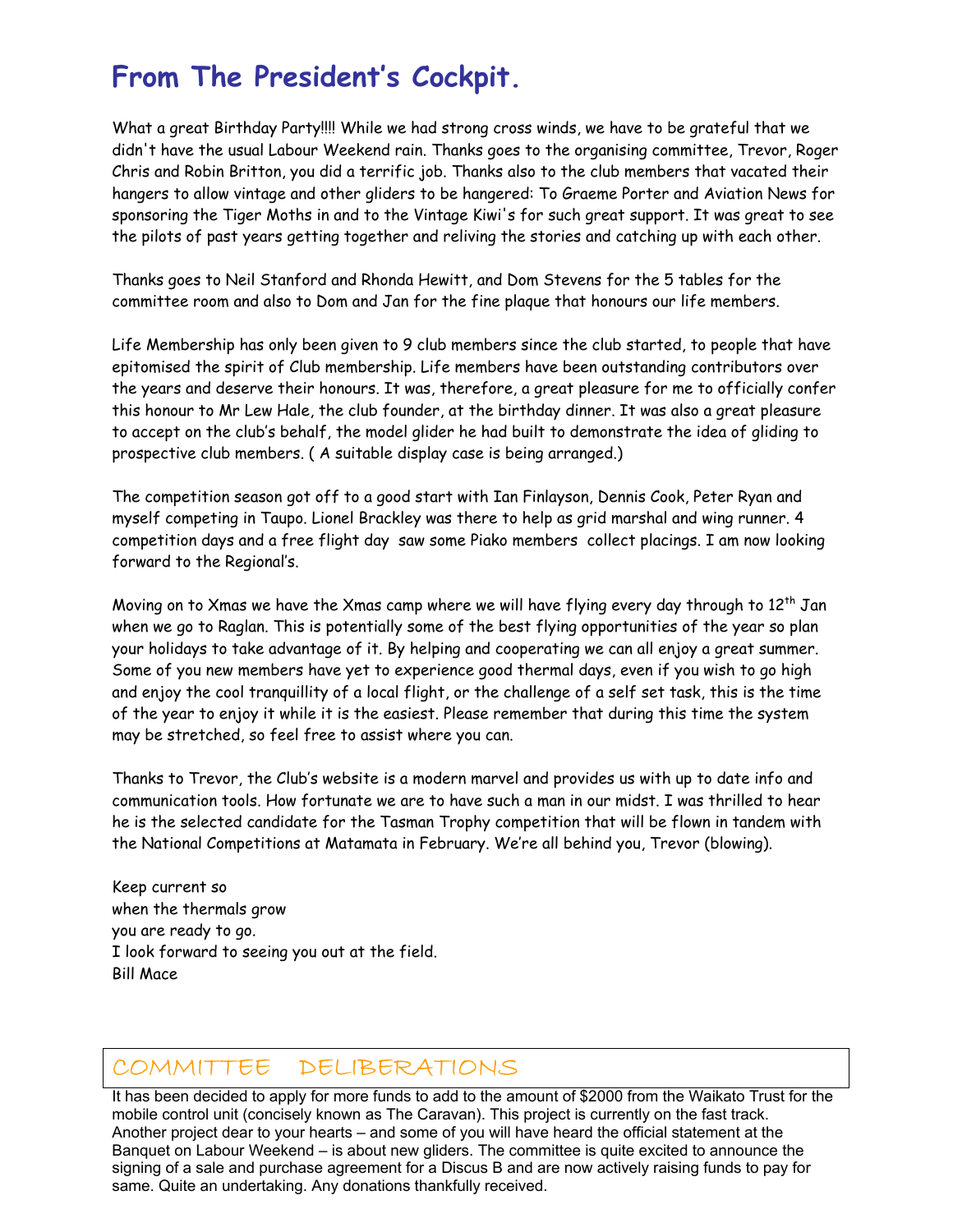# From The President's Cockpit.

What a great Birthday Party!!!! While we had strong cross winds, we have to be grateful that we didn't have the usual Labour Weekend rain. Thanks goes to the organising committee, Trevor, Roger Chris and Robin Britton, you did a terrific job. Thanks also to the club members that vacated their hangers to allow vintage and other gliders to be hangered: To Graeme Porter and Aviation News for sponsoring the Tiger Moths in and to the Vintage Kiwi's for such great support. It was great to see the pilots of past years getting together and reliving the stories and catching up with each other.

Thanks goes to Neil Stanford and Rhonda Hewitt, and Dom Stevens for the 5 tables for the committee room and also to Dom and Jan for the fine plaque that honours our life members.

Life Membership has only been given to 9 club members since the club started, to people that have epitomised the spirit of Club membership. Life members have been outstanding contributors over the years and deserve their honours. It was, therefore, a great pleasure for me to officially confer this honour to Mr Lew Hale, the club founder, at the birthday dinner. It was also a great pleasure to accept on the club's behalf, the model glider he had built to demonstrate the idea of gliding to prospective club members. ( A suitable display case is being arranged.)

The competition season got off to a good start with Ian Finlayson, Dennis Cook, Peter Ryan and myself competing in Taupo. Lionel Brackley was there to help as grid marshal and wing runner. 4 competition days and a free flight day saw some Piako members collect placings. I am now looking forward to the Regional's.

Moving on to Xmas we have the Xmas camp where we will have flying every day through to 12th Jan when we go to Raglan. This is potentially some of the best flying opportunities of the year so plan your holidays to take advantage of it. By helping and cooperating we can all enjoy a great summer. Some of you new members have yet to experience good thermal days, even if you wish to go high and enjoy the cool tranquillity of a local flight, or the challenge of a self set task, this is the time of the year to enjoy it while it is the easiest. Please remember that during this time the system may be stretched, so feel free to assist where you can.

Thanks to Trevor, the Club's website is a modern marvel and provides us with up to date info and communication tools. How fortunate we are to have such a man in our midst. I was thrilled to hear he is the selected candidate for the Tasman Trophy competition that will be flown in tandem with the National Competitions at Matamata in February. We're all behind you, Trevor (blowing).

Keep current so  
when the thermals grow  
you are ready to go.  
I look forward to seeing you out at the field.  
Bill Mace

## COMMITTEE DELIBERATIONS

It has been decided to apply for more funds to add to the amount of $2000 from the Waikato Trust for the mobile control unit (concisely known as The Caravan). This project is currently on the fast track. Another project dear to your hearts – and some of you will have heard the official statement at the Banquet on Labour Weekend – is about new gliders. The committee is quite excited to announce the signing of a sale and purchase agreement for a Discus B and are now actively raising funds to pay for same. Quite an undertaking. Any donations thankfully received.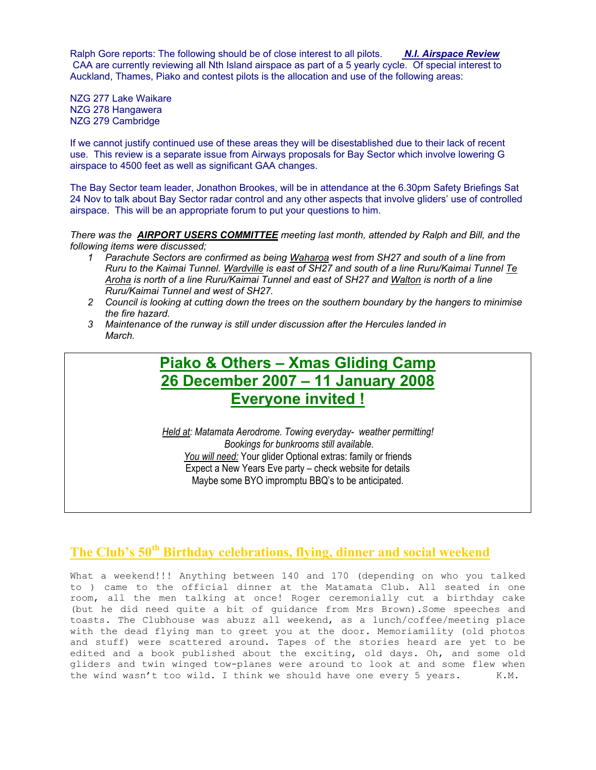Ralph Gore reports: The following should be of close interest to all pilots. ***N.I. Airspace Review***
CAA are currently reviewing all Nth Island airspace as part of a 5 yearly cycle. Of special interest to Auckland, Thames, Piako and contest pilots is the allocation and use of the following areas:

NZG 277 Lake Waikare
NZG 278 Hangawera
NZG 279 Cambridge

If we cannot justify continued use of these areas they will be disestablished due to their lack of recent use. This review is a separate issue from Airways proposals for Bay Sector which involve lowering G airspace to 4500 feet as well as significant GAA changes.

The Bay Sector team leader, Jonathon Brookes, will be in attendance at the 6.30pm Safety Briefings Sat 24 Nov to talk about Bay Sector radar control and any other aspects that involve gliders' use of controlled airspace. This will be an appropriate forum to put your questions to him.

*There was the **AIRPORT USERS COMMITTEE** meeting last month, attended by Ralph and Bill, and the following items were discussed;*

1. *Parachute Sectors are confirmed as being Waharoa west from SH27 and south of a line from Ruru to the Kaimai Tunnel. Wardville is east of SH27 and south of a line Ruru/Kaimai Tunnel Te Aroha is north of a line Ruru/Kaimai Tunnel and east of SH27 and Walton is north of a line Ruru/Kaimai Tunnel and west of SH27.*
2. *Council is looking at cutting down the trees on the southern boundary by the hangers to minimise the fire hazard.*
3. *Maintenance of the runway is still under discussion after the Hercules landed in March.*

## Piako & Others – Xmas Gliding Camp
## 26 December 2007 – 11 January 2008
## Everyone invited !

*Held at: Matamata Aerodrome. Towing everyday- weather permitting!*
*Bookings for bunkrooms still available.*
*You will need:* Your glider Optional extras: family or friends
Expect a New Years Eve party – check website for details
Maybe some BYO impromptu BBQ's to be anticipated.

## The Club's 50th Birthday celebrations, flying, dinner and social weekend

What a weekend!!! Anything between 140 and 170 (depending on who you talked to ) came to the official dinner at the Matamata Club. All seated in one room, all the men talking at once! Roger ceremonially cut a birthday cake (but he did need quite a bit of guidance from Mrs Brown).Some speeches and toasts. The Clubhouse was abuzz all weekend, as a lunch/coffee/meeting place with the dead flying man to greet you at the door. Memoriamility (old photos and stuff) were scattered around. Tapes of the stories heard are yet to be edited and a book published about the exciting, old days. Oh, and some old gliders and twin winged tow-planes were around to look at and some flew when the wind wasn't too wild. I think we should have one every 5 years. K.M.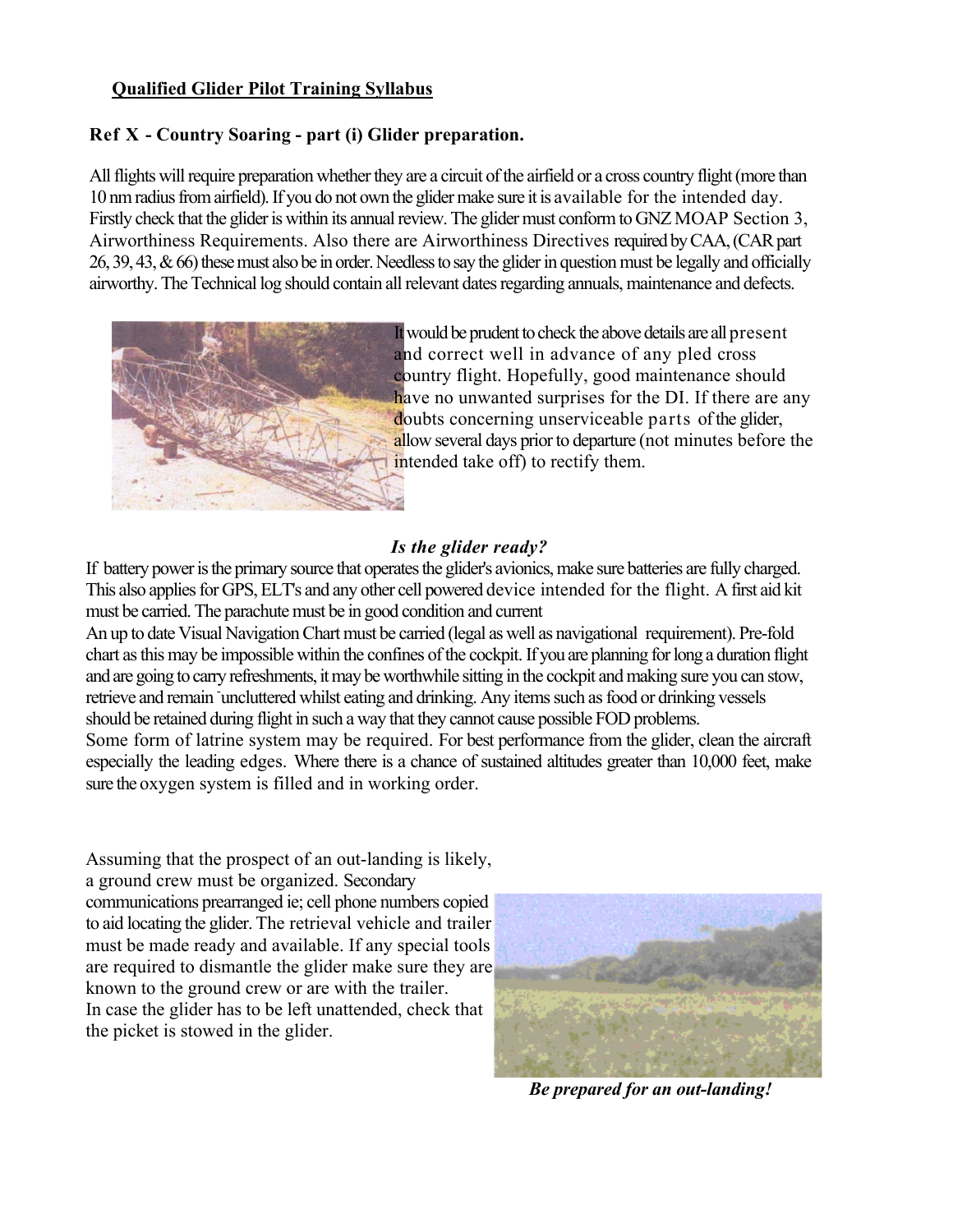**Qualified Glider Pilot Training Syllabus**

## Ref X - Country Soaring - part (i) Glider preparation.

All flights will require preparation whether they are a circuit of the airfield or a cross country flight (more than 10 nm radius from airfield). If you do not own the glider make sure it is available for the intended day. Firstly check that the glider is within its annual review. The glider must conform to GNZ MOAP Section 3, Airworthiness Requirements. Also there are Airworthiness Directives required by CAA, (CAR part 26, 39, 43, & 66) these must also be in order. Needless to say the glider in question must be legally and officially airworthy. The Technical log should contain all relevant dates regarding annuals, maintenance and defects.

It would be prudent to check the above details are all present and correct well in advance of any pled cross country flight. Hopefully, good maintenance should have no unwanted surprises for the DI. If there are any doubts concerning unserviceable parts of the glider, allow several days prior to departure (not minutes before the intended take off) to rectify them.

### *Is the glider ready?*

If battery power is the primary source that operates the glider's avionics, make sure batteries are fully charged. This also applies for GPS, ELT's and any other cell powered device intended for the flight. A first aid kit must be carried. The parachute must be in good condition and current

An up to date Visual Navigation Chart must be carried (legal as well as navigational requirement). Pre-fold chart as this may be impossible within the confines of the cockpit. If you are planning for long a duration flight and are going to carry refreshments, it may be worthwhile sitting in the cockpit and making sure you can stow, retrieve and remain uncluttered whilst eating and drinking. Any items such as food or drinking vessels should be retained during flight in such a way that they cannot cause possible FOD problems.

Some form of latrine system may be required. For best performance from the glider, clean the aircraft especially the leading edges. Where there is a chance of sustained altitudes greater than 10,000 feet, make sure the oxygen system is filled and in working order.

Assuming that the prospect of an out-landing is likely, a ground crew must be organized. Secondary communications prearranged ie; cell phone numbers copied to aid locating the glider. The retrieval vehicle and trailer must be made ready and available. If any special tools are required to dismantle the glider make sure they are known to the ground crew or are with the trailer.

In case the glider has to be left unattended, check that the picket is stowed in the glider.

***Be prepared for an out-landing!***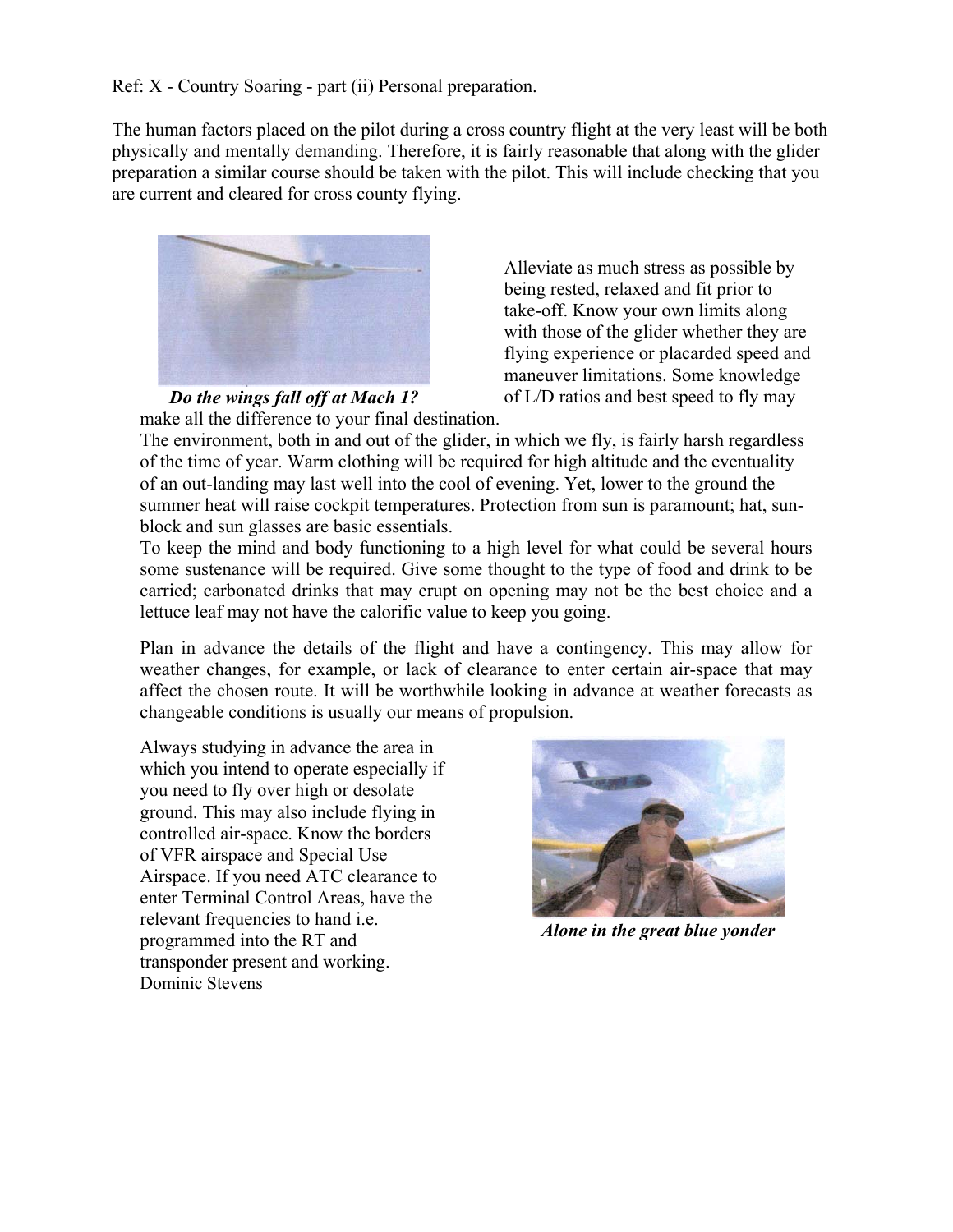Ref: X - Country Soaring - part (ii) Personal preparation.

The human factors placed on the pilot during a cross country flight at the very least will be both physically and mentally demanding. Therefore, it is fairly reasonable that along with the glider preparation a similar course should be taken with the pilot. This will include checking that you are current and cleared for cross county flying.

***Do the wings fall off at Mach 1?***

Alleviate as much stress as possible by being rested, relaxed and fit prior to take-off. Know your own limits along with those of the glider whether they are flying experience or placarded speed and maneuver limitations. Some knowledge of L/D ratios and best speed to fly may make all the difference to your final destination.

The environment, both in and out of the glider, in which we fly, is fairly harsh regardless of the time of year. Warm clothing will be required for high altitude and the eventuality of an out-landing may last well into the cool of evening. Yet, lower to the ground the summer heat will raise cockpit temperatures. Protection from sun is paramount; hat, sun-block and sun glasses are basic essentials.

To keep the mind and body functioning to a high level for what could be several hours some sustenance will be required. Give some thought to the type of food and drink to be carried; carbonated drinks that may erupt on opening may not be the best choice and a lettuce leaf may not have the calorific value to keep you going.

Plan in advance the details of the flight and have a contingency. This may allow for weather changes, for example, or lack of clearance to enter certain air-space that may affect the chosen route. It will be worthwhile looking in advance at weather forecasts as changeable conditions is usually our means of propulsion.

Always studying in advance the area in which you intend to operate especially if you need to fly over high or desolate ground. This may also include flying in controlled air-space. Know the borders of VFR airspace and Special Use Airspace. If you need ATC clearance to enter Terminal Control Areas, have the relevant frequencies to hand i.e. programmed into the RT and transponder present and working.

Dominic Stevens

***Alone in the great blue yonder***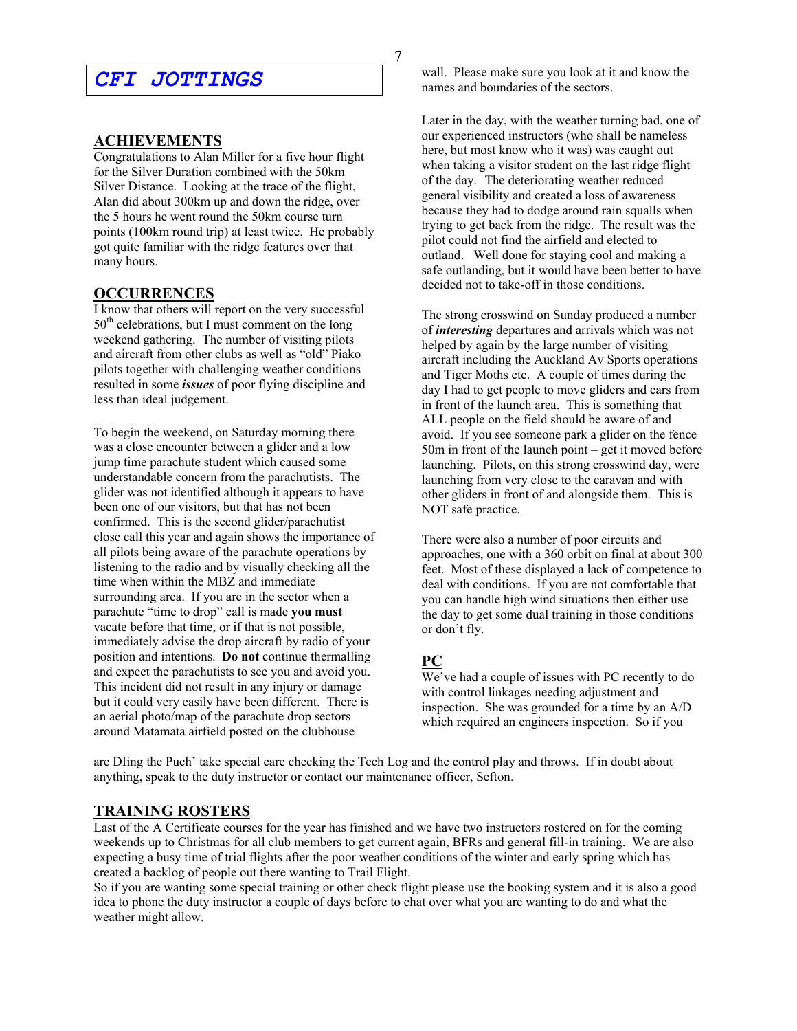# CFI JOTTINGS

## ACHIEVEMENTS

Congratulations to Alan Miller for a five hour flight for the Silver Duration combined with the 50km Silver Distance. Looking at the trace of the flight, Alan did about 300km up and down the ridge, over the 5 hours he went round the 50km course turn points (100km round trip) at least twice. He probably got quite familiar with the ridge features over that many hours.

## OCCURRENCES

I know that others will report on the very successful 50th celebrations, but I must comment on the long weekend gathering. The number of visiting pilots and aircraft from other clubs as well as "old" Piako pilots together with challenging weather conditions resulted in some ***issues*** of poor flying discipline and less than ideal judgement.

To begin the weekend, on Saturday morning there was a close encounter between a glider and a low jump time parachute student which caused some understandable concern from the parachutists. The glider was not identified although it appears to have been one of our visitors, but that has not been confirmed. This is the second glider/parachutist close call this year and again shows the importance of all pilots being aware of the parachute operations by listening to the radio and by visually checking all the time when within the MBZ and immediate surrounding area. If you are in the sector when a parachute "time to drop" call is made **you must** vacate before that time, or if that is not possible, immediately advise the drop aircraft by radio of your position and intentions. **Do not** continue thermalling and expect the parachutists to see you and avoid you. This incident did not result in any injury or damage but it could very easily have been different. There is an aerial photo/map of the parachute drop sectors around Matamata airfield posted on the clubhouse wall. Please make sure you look at it and know the names and boundaries of the sectors.

Later in the day, with the weather turning bad, one of our experienced instructors (who shall be nameless here, but most know who it was) was caught out when taking a visitor student on the last ridge flight of the day. The deteriorating weather reduced general visibility and created a loss of awareness because they had to dodge around rain squalls when trying to get back from the ridge. The result was the pilot could not find the airfield and elected to outland. Well done for staying cool and making a safe outlanding, but it would have been better to have decided not to take-off in those conditions.

The strong crosswind on Sunday produced a number of ***interesting*** departures and arrivals which was not helped by again by the large number of visiting aircraft including the Auckland Av Sports operations and Tiger Moths etc. A couple of times during the day I had to get people to move gliders and cars from in front of the launch area. This is something that ALL people on the field should be aware of and avoid. If you see someone park a glider on the fence 50m in front of the launch point – get it moved before launching. Pilots, on this strong crosswind day, were launching from very close to the caravan and with other gliders in front of and alongside them. This is NOT safe practice.

There were also a number of poor circuits and approaches, one with a 360 orbit on final at about 300 feet. Most of these displayed a lack of competence to deal with conditions. If you are not comfortable that you can handle high wind situations then either use the day to get some dual training in those conditions or don't fly.

## PC

We've had a couple of issues with PC recently to do with control linkages needing adjustment and inspection. She was grounded for a time by an A/D which required an engineers inspection. So if you are DIing the Puch' take special care checking the Tech Log and the control play and throws. If in doubt about anything, speak to the duty instructor or contact our maintenance officer, Sefton.

## TRAINING ROSTERS

Last of the A Certificate courses for the year has finished and we have two instructors rostered on for the coming weekends up to Christmas for all club members to get current again, BFRs and general fill-in training. We are also expecting a busy time of trial flights after the poor weather conditions of the winter and early spring which has created a backlog of people out there wanting to Trail Flight.

So if you are wanting some special training or other check flight please use the booking system and it is also a good idea to phone the duty instructor a couple of days before to chat over what you are wanting to do and what the weather might allow.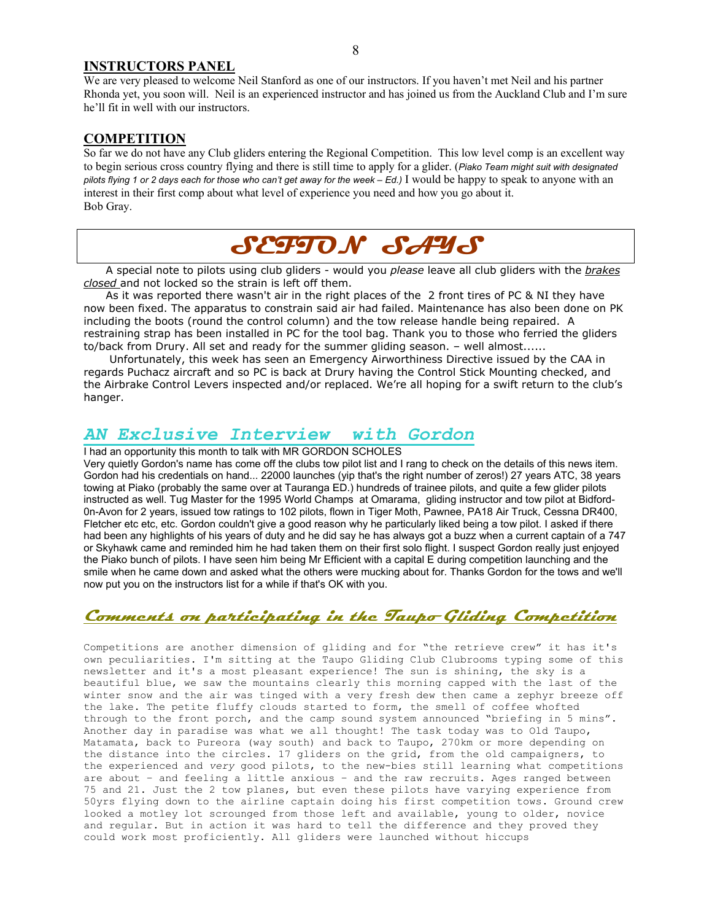## INSTRUCTORS PANEL

We are very pleased to welcome Neil Stanford as one of our instructors. If you haven't met Neil and his partner Rhonda yet, you soon will. Neil is an experienced instructor and has joined us from the Auckland Club and I'm sure he'll fit in well with our instructors.

## COMPETITION

So far we do not have any Club gliders entering the Regional Competition. This low level comp is an excellent way to begin serious cross country flying and there is still time to apply for a glider. (*Piako Team might suit with designated pilots flying 1 or 2 days each for those who can't get away for the week – Ed.*) I would be happy to speak to anyone with an interest in their first comp about what level of experience you need and how you go about it.
Bob Gray.

# SEFTON SAYS

A special note to pilots using club gliders - would you *please* leave all club gliders with the ***brakes closed*** and not locked so the strain is left off them.

As it was reported there wasn't air in the right places of the 2 front tires of PC & NI they have now been fixed. The apparatus to constrain said air had failed. Maintenance has also been done on PK including the boots (round the control column) and the tow release handle being repaired. A restraining strap has been installed in PC for the tool bag. Thank you to those who ferried the gliders to/back from Drury. All set and ready for the summer gliding season. – well almost......

Unfortunately, this week has seen an Emergency Airworthiness Directive issued by the CAA in regards Puchacz aircraft and so PC is back at Drury having the Control Stick Mounting checked, and the Airbrake Control Levers inspected and/or replaced. We're all hoping for a swift return to the club's hanger.

## *AN Exclusive Interview with Gordon*

I had an opportunity this month to talk with MR GORDON SCHOLES

Very quietly Gordon's name has come off the clubs tow pilot list and I rang to check on the details of this news item. Gordon had his credentials on hand... 22000 launches (yip that's the right number of zeros!) 27 years ATC, 38 years towing at Piako (probably the same over at Tauranga ED.) hundreds of trainee pilots, and quite a few glider pilots instructed as well. Tug Master for the 1995 World Champs at Omarama, gliding instructor and tow pilot at Bidford-0n-Avon for 2 years, issued tow ratings to 102 pilots, flown in Tiger Moth, Pawnee, PA18 Air Truck, Cessna DR400, Fletcher etc etc, etc. Gordon couldn't give a good reason why he particularly liked being a tow pilot. I asked if there had been any highlights of his years of duty and he did say he has always got a buzz when a current captain of a 747 or Skyhawk came and reminded him he had taken them on their first solo flight. I suspect Gordon really just enjoyed the Piako bunch of pilots. I have seen him being Mr Efficient with a capital E during competition launching and the smile when he came down and asked what the others were mucking about for. Thanks Gordon for the tows and we'll now put you on the instructors list for a while if that's OK with you.

## *Comments on participating in the Taupo Gliding Competition*

Competitions are another dimension of gliding and for "the retrieve crew" it has it's own peculiarities. I'm sitting at the Taupo Gliding Club Clubrooms typing some of this newsletter and it's a most pleasant experience! The sun is shining, the sky is a beautiful blue, we saw the mountains clearly this morning capped with the last of the winter snow and the air was tinged with a very fresh dew then came a zephyr breeze off the lake. The petite fluffy clouds started to form, the smell of coffee whofted through to the front porch, and the camp sound system announced "briefing in 5 mins". Another day in paradise was what we all thought! The task today was to Old Taupo, Matamata, back to Pureora (way south) and back to Taupo, 270km or more depending on the distance into the circles. 17 gliders on the grid, from the old campaigners, to the experienced and *very* good pilots, to the new-bies still learning what competitions are about - and feeling a little anxious - and the raw recruits. Ages ranged between 75 and 21. Just the 2 tow planes, but even these pilots have varying experience from 50yrs flying down to the airline captain doing his first competition tows. Ground crew looked a motley lot scrounged from those left and available, young to older, novice and regular. But in action it was hard to tell the difference and they proved they could work most proficiently. All gliders were launched without hiccups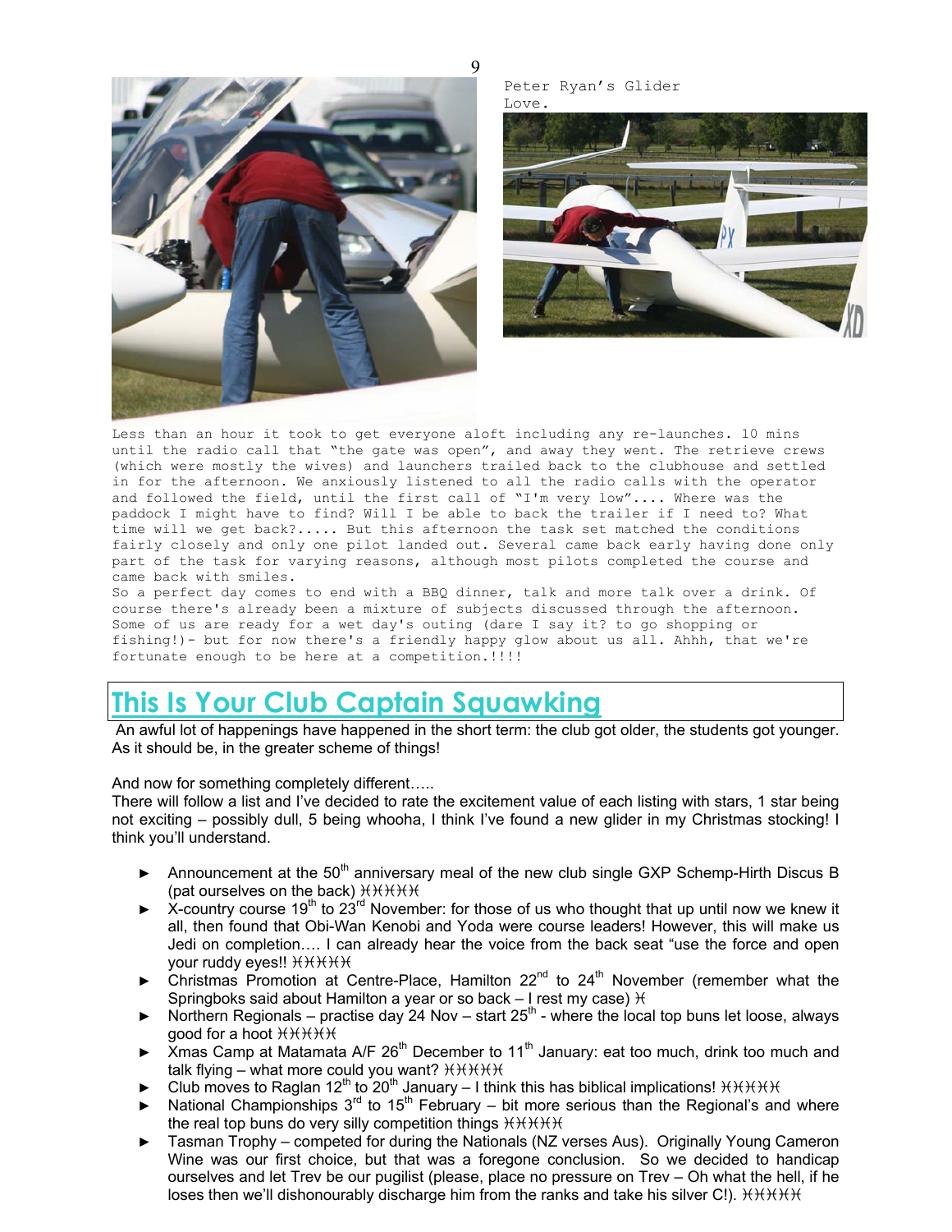Peter Ryan's Glider Love.

Less than an hour it took to get everyone aloft including any re-launches. 10 mins until the radio call that "the gate was open", and away they went. The retrieve crews (which were mostly the wives) and launchers trailed back to the clubhouse and settled in for the afternoon. We anxiously listened to all the radio calls with the operator and followed the field, until the first call of "I'm very low".... Where was the paddock I might have to find? Will I be able to back the trailer if I need to? What time will we get back?..... But this afternoon the task set matched the conditions fairly closely and only one pilot landed out. Several came back early having done only part of the task for varying reasons, although most pilots completed the course and came back with smiles.
So a perfect day comes to end with a BBQ dinner, talk and more talk over a drink. Of course there's already been a mixture of subjects discussed through the afternoon. Some of us are ready for a wet day's outing (dare I say it? to go shopping or fishing!)- but for now there's a friendly happy glow about us all. Ahhh, that we're fortunate enough to be here at a competition.!!!!

# This Is Your Club Captain Squawking

An awful lot of happenings have happened in the short term: the club got older, the students got younger. As it should be, in the greater scheme of things!

And now for something completely different…..
There will follow a list and I've decided to rate the excitement value of each listing with stars, 1 star being not exciting – possibly dull, 5 being whooha, I think I've found a new glider in my Christmas stocking! I think you'll understand.

- Announcement at the 50th anniversary meal of the new club single GXP Schemp-Hirth Discus B (pat ourselves on the back) ✶✶✶✶✶
- X-country course 19th to 23rd November: for those of us who thought that up until now we knew it all, then found that Obi-Wan Kenobi and Yoda were course leaders! However, this will make us Jedi on completion…. I can already hear the voice from the back seat "use the force and open your ruddy eyes!! ✶✶✶✶✶
- Christmas Promotion at Centre-Place, Hamilton 22nd to 24th November (remember what the Springboks said about Hamilton a year or so back – I rest my case) ✶
- Northern Regionals – practise day 24 Nov – start 25th - where the local top buns let loose, always good for a hoot ✶✶✶✶✶
- Xmas Camp at Matamata A/F 26th December to 11th January: eat too much, drink too much and talk flying – what more could you want? ✶✶✶✶✶
- Club moves to Raglan 12th to 20th January – I think this has biblical implications! ✶✶✶✶✶
- National Championships 3rd to 15th February – bit more serious than the Regional's and where the real top buns do very silly competition things ✶✶✶✶✶
- Tasman Trophy – competed for during the Nationals (NZ verses Aus). Originally Young Cameron Wine was our first choice, but that was a foregone conclusion. So we decided to handicap ourselves and let Trev be our pugilist (please, place no pressure on Trev – Oh what the hell, if he loses then we'll dishonourably discharge him from the ranks and take his silver C!). ✶✶✶✶✶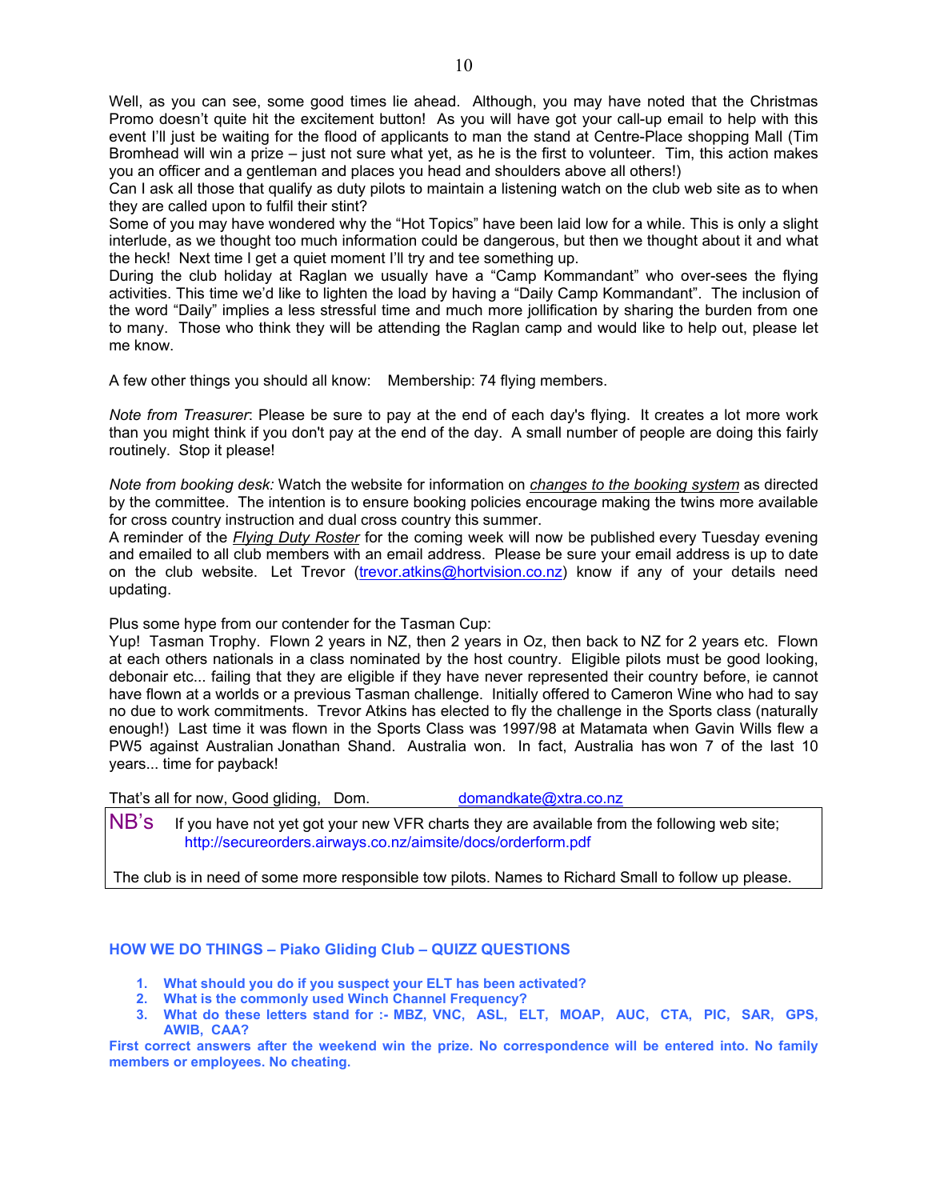Well, as you can see, some good times lie ahead. Although, you may have noted that the Christmas Promo doesn't quite hit the excitement button! As you will have got your call-up email to help with this event I'll just be waiting for the flood of applicants to man the stand at Centre-Place shopping Mall (Tim Bromhead will win a prize – just not sure what yet, as he is the first to volunteer. Tim, this action makes you an officer and a gentleman and places you head and shoulders above all others!)
Can I ask all those that qualify as duty pilots to maintain a listening watch on the club web site as to when they are called upon to fulfil their stint?
Some of you may have wondered why the "Hot Topics" have been laid low for a while. This is only a slight interlude, as we thought too much information could be dangerous, but then we thought about it and what the heck! Next time I get a quiet moment I'll try and tee something up.
During the club holiday at Raglan we usually have a "Camp Kommandant" who over-sees the flying activities. This time we'd like to lighten the load by having a "Daily Camp Kommandant". The inclusion of the word "Daily" implies a less stressful time and much more jollification by sharing the burden from one to many. Those who think they will be attending the Raglan camp and would like to help out, please let me know.

A few other things you should all know: Membership: 74 flying members.

*Note from Treasurer*: Please be sure to pay at the end of each day's flying. It creates a lot more work than you might think if you don't pay at the end of the day. A small number of people are doing this fairly routinely. Stop it please!

*Note from booking desk:* Watch the website for information on *changes to the booking system* as directed by the committee. The intention is to ensure booking policies encourage making the twins more available for cross country instruction and dual cross country this summer.
A reminder of the *Flying Duty Roster* for the coming week will now be published every Tuesday evening and emailed to all club members with an email address. Please be sure your email address is up to date on the club website. Let Trevor (trevor.atkins@hortvision.co.nz) know if any of your details need updating.

Plus some hype from our contender for the Tasman Cup:
Yup! Tasman Trophy. Flown 2 years in NZ, then 2 years in Oz, then back to NZ for 2 years etc. Flown at each others nationals in a class nominated by the host country. Eligible pilots must be good looking, debonair etc... failing that they are eligible if they have never represented their country before, ie cannot have flown at a worlds or a previous Tasman challenge. Initially offered to Cameron Wine who had to say no due to work commitments. Trevor Atkins has elected to fly the challenge in the Sports class (naturally enough!) Last time it was flown in the Sports Class was 1997/98 at Matamata when Gavin Wills flew a PW5 against Australian Jonathan Shand. Australia won. In fact, Australia has won 7 of the last 10 years... time for payback!

That's all for now, Good gliding, Dom. domandkate@xtra.co.nz

NB's If you have not yet got your new VFR charts they are available from the following web site; http://secureorders.airways.co.nz/aimsite/docs/orderform.pdf

The club is in need of some more responsible tow pilots. Names to Richard Small to follow up please.

## HOW WE DO THINGS – Piako Gliding Club – QUIZZ QUESTIONS

1. **What should you do if you suspect your ELT has been activated?**
2. **What is the commonly used Winch Channel Frequency?**
3. **What do these letters stand for :- MBZ, VNC, ASL, ELT, MOAP, AUC, CTA, PIC, SAR, GPS, AWIB, CAA?**

**First correct answers after the weekend win the prize. No correspondence will be entered into. No family members or employees. No cheating.**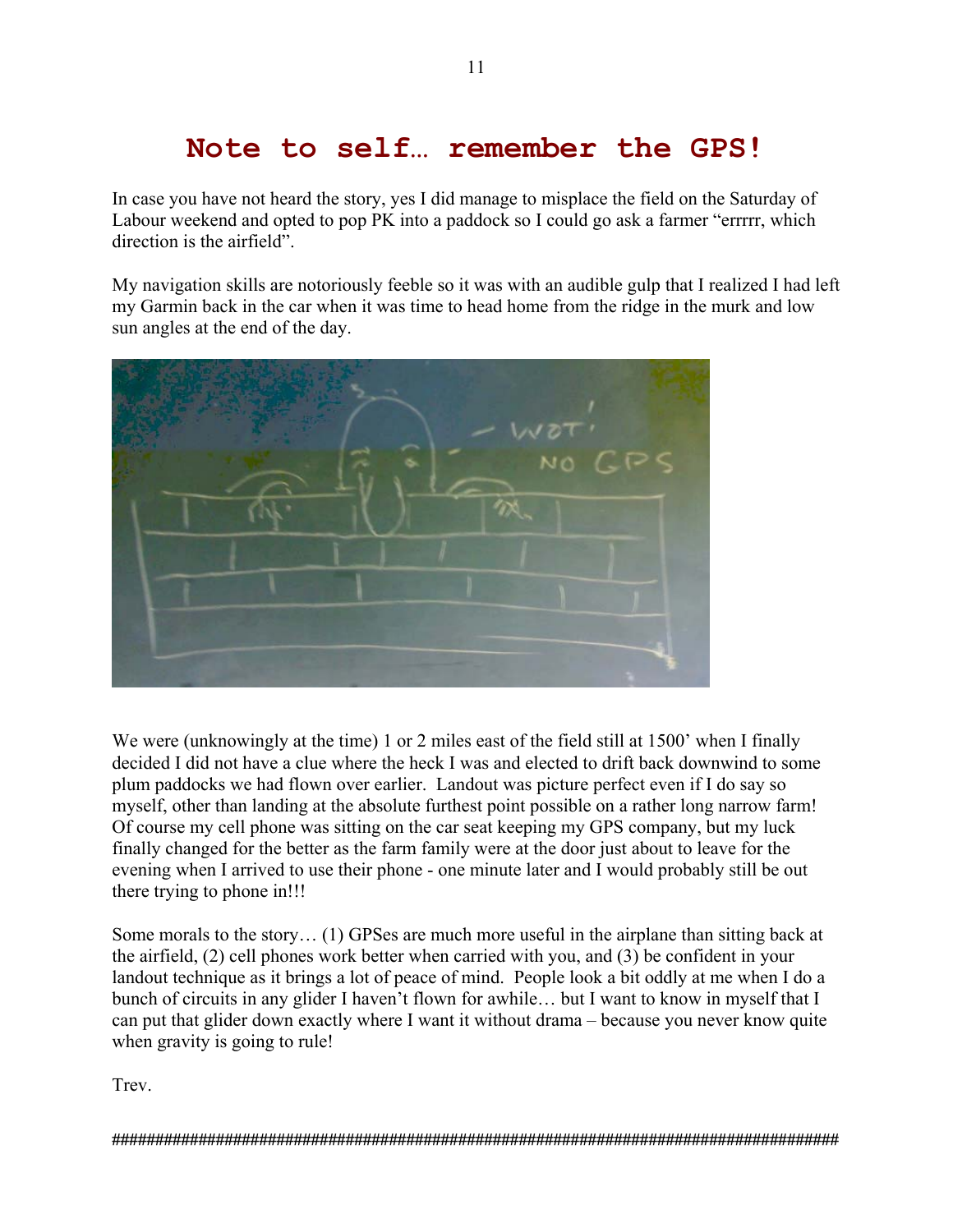# Note to self… remember the GPS!

In case you have not heard the story, yes I did manage to misplace the field on the Saturday of Labour weekend and opted to pop PK into a paddock so I could go ask a farmer "errrrr, which direction is the airfield".

My navigation skills are notoriously feeble so it was with an audible gulp that I realized I had left my Garmin back in the car when it was time to head home from the ridge in the murk and low sun angles at the end of the day.

We were (unknowingly at the time) 1 or 2 miles east of the field still at 1500' when I finally decided I did not have a clue where the heck I was and elected to drift back downwind to some plum paddocks we had flown over earlier. Landout was picture perfect even if I do say so myself, other than landing at the absolute furthest point possible on a rather long narrow farm! Of course my cell phone was sitting on the car seat keeping my GPS company, but my luck finally changed for the better as the farm family were at the door just about to leave for the evening when I arrived to use their phone - one minute later and I would probably still be out there trying to phone in!!!

Some morals to the story… (1) GPSes are much more useful in the airplane than sitting back at the airfield, (2) cell phones work better when carried with you, and (3) be confident in your landout technique as it brings a lot of peace of mind. People look a bit oddly at me when I do a bunch of circuits in any glider I haven't flown for awhile… but I want to know in myself that I can put that glider down exactly where I want it without drama – because you never know quite when gravity is going to rule!

Trev.

##########################################################################################